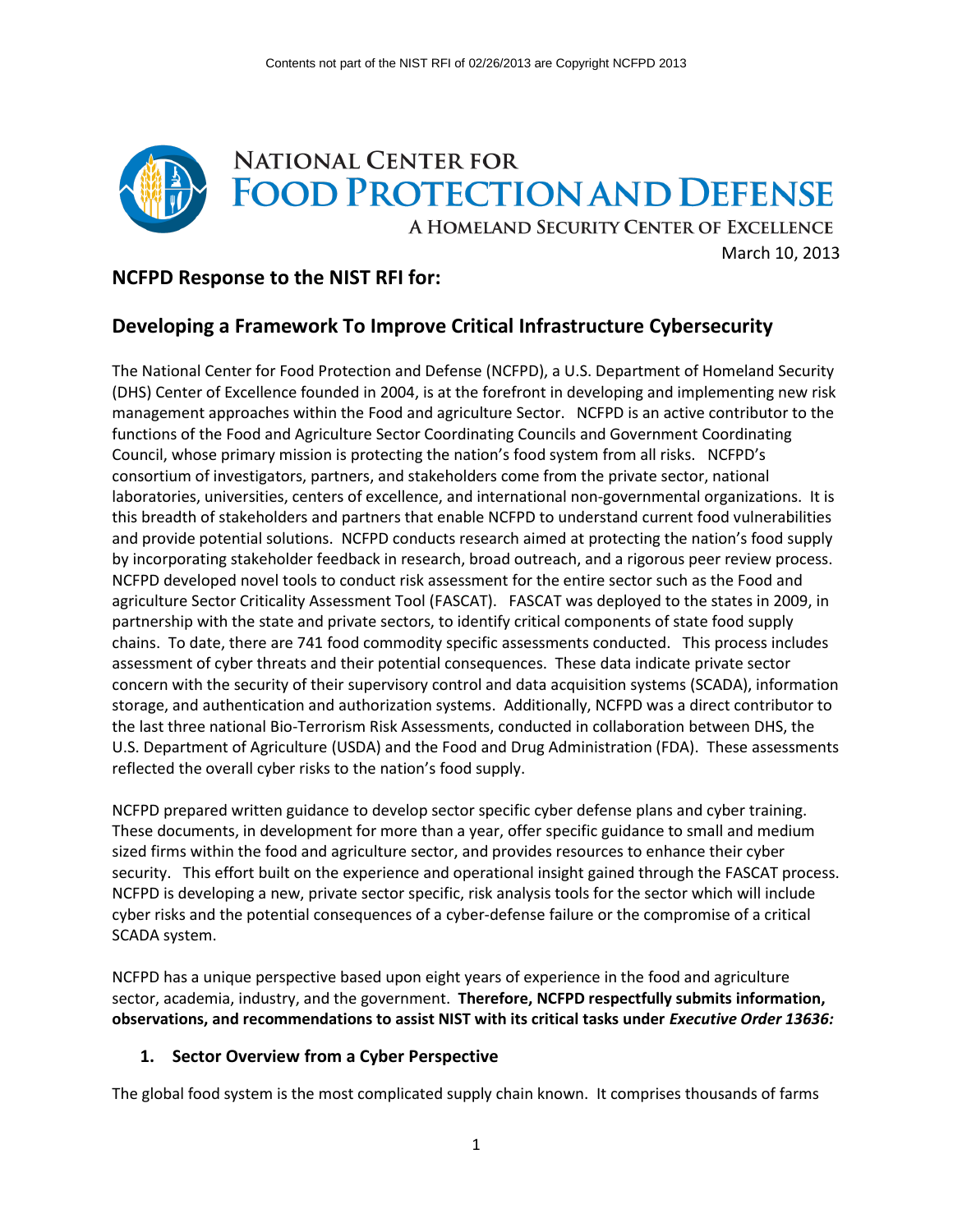Contents not part of the NIST RFI of 02/26/2013 are Copyright NCFPD 2013

NATIONAL CENTER FOR
FOOD PROTECTION AND DEFENSE
A HOMELAND SECURITY CENTER OF EXCELLENCE

March 10, 2013

## NCFPD Response to the NIST RFI for:

## Developing a Framework To Improve Critical Infrastructure Cybersecurity

The National Center for Food Protection and Defense (NCFPD), a U.S. Department of Homeland Security (DHS) Center of Excellence founded in 2004, is at the forefront in developing and implementing new risk management approaches within the Food and agriculture Sector. NCFPD is an active contributor to the functions of the Food and Agriculture Sector Coordinating Councils and Government Coordinating Council, whose primary mission is protecting the nation's food system from all risks. NCFPD's consortium of investigators, partners, and stakeholders come from the private sector, national laboratories, universities, centers of excellence, and international non-governmental organizations. It is this breadth of stakeholders and partners that enable NCFPD to understand current food vulnerabilities and provide potential solutions. NCFPD conducts research aimed at protecting the nation's food supply by incorporating stakeholder feedback in research, broad outreach, and a rigorous peer review process. NCFPD developed novel tools to conduct risk assessment for the entire sector such as the Food and agriculture Sector Criticality Assessment Tool (FASCAT). FASCAT was deployed to the states in 2009, in partnership with the state and private sectors, to identify critical components of state food supply chains. To date, there are 741 food commodity specific assessments conducted. This process includes assessment of cyber threats and their potential consequences. These data indicate private sector concern with the security of their supervisory control and data acquisition systems (SCADA), information storage, and authentication and authorization systems. Additionally, NCFPD was a direct contributor to the last three national Bio-Terrorism Risk Assessments, conducted in collaboration between DHS, the U.S. Department of Agriculture (USDA) and the Food and Drug Administration (FDA). These assessments reflected the overall cyber risks to the nation's food supply.

NCFPD prepared written guidance to develop sector specific cyber defense plans and cyber training. These documents, in development for more than a year, offer specific guidance to small and medium sized firms within the food and agriculture sector, and provides resources to enhance their cyber security. This effort built on the experience and operational insight gained through the FASCAT process. NCFPD is developing a new, private sector specific, risk analysis tools for the sector which will include cyber risks and the potential consequences of a cyber-defense failure or the compromise of a critical SCADA system.

NCFPD has a unique perspective based upon eight years of experience in the food and agriculture sector, academia, industry, and the government. **Therefore, NCFPD respectfully submits information, observations, and recommendations to assist NIST with its critical tasks under *Executive Order 13636:***

### 1. Sector Overview from a Cyber Perspective

The global food system is the most complicated supply chain known. It comprises thousands of farms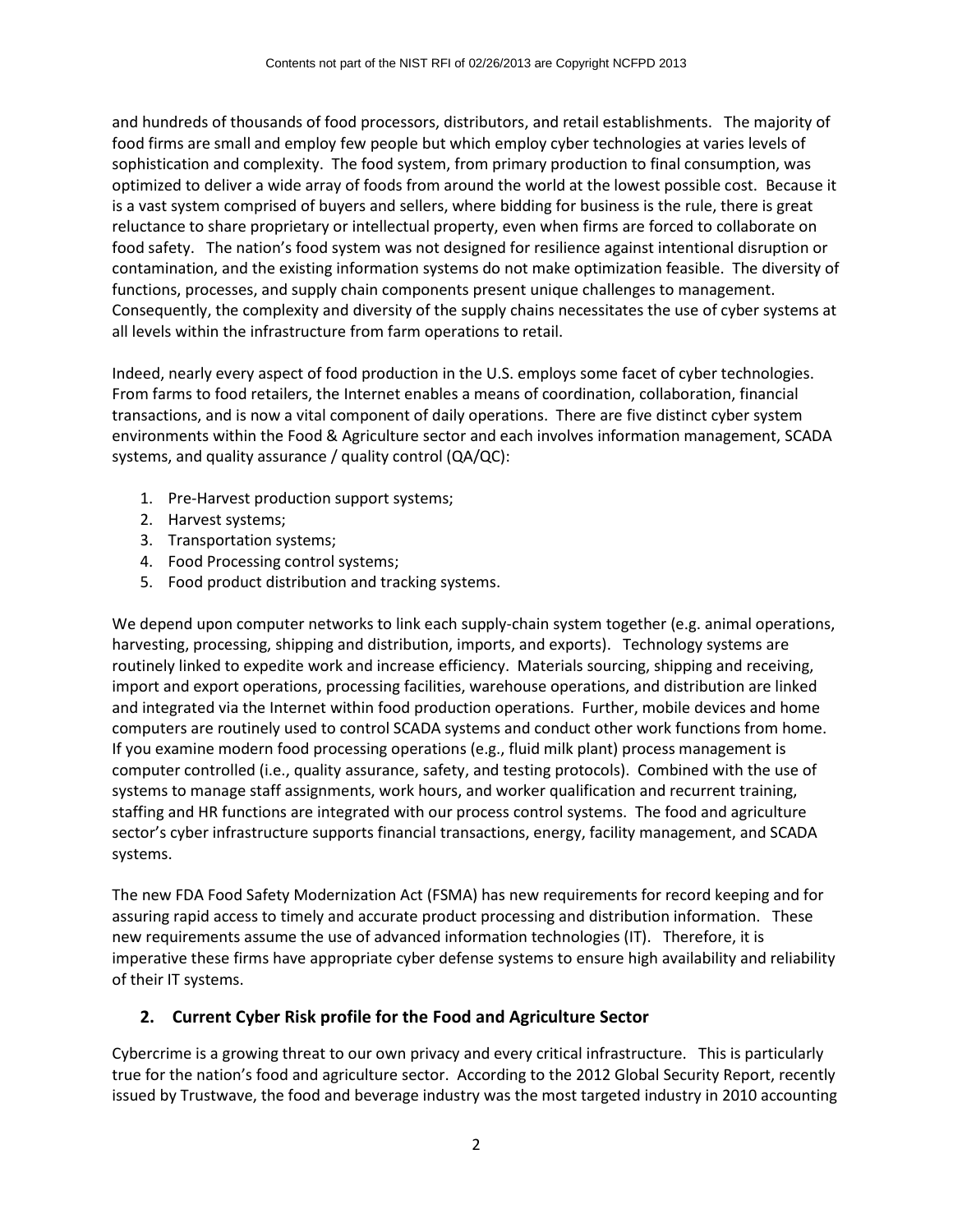and hundreds of thousands of food processors, distributors, and retail establishments. The majority of food firms are small and employ few people but which employ cyber technologies at varies levels of sophistication and complexity. The food system, from primary production to final consumption, was optimized to deliver a wide array of foods from around the world at the lowest possible cost. Because it is a vast system comprised of buyers and sellers, where bidding for business is the rule, there is great reluctance to share proprietary or intellectual property, even when firms are forced to collaborate on food safety. The nation's food system was not designed for resilience against intentional disruption or contamination, and the existing information systems do not make optimization feasible. The diversity of functions, processes, and supply chain components present unique challenges to management. Consequently, the complexity and diversity of the supply chains necessitates the use of cyber systems at all levels within the infrastructure from farm operations to retail.

Indeed, nearly every aspect of food production in the U.S. employs some facet of cyber technologies. From farms to food retailers, the Internet enables a means of coordination, collaboration, financial transactions, and is now a vital component of daily operations. There are five distinct cyber system environments within the Food & Agriculture sector and each involves information management, SCADA systems, and quality assurance / quality control (QA/QC):

1. Pre-Harvest production support systems;
2. Harvest systems;
3. Transportation systems;
4. Food Processing control systems;
5. Food product distribution and tracking systems.

We depend upon computer networks to link each supply-chain system together (e.g. animal operations, harvesting, processing, shipping and distribution, imports, and exports). Technology systems are routinely linked to expedite work and increase efficiency. Materials sourcing, shipping and receiving, import and export operations, processing facilities, warehouse operations, and distribution are linked and integrated via the Internet within food production operations. Further, mobile devices and home computers are routinely used to control SCADA systems and conduct other work functions from home. If you examine modern food processing operations (e.g., fluid milk plant) process management is computer controlled (i.e., quality assurance, safety, and testing protocols). Combined with the use of systems to manage staff assignments, work hours, and worker qualification and recurrent training, staffing and HR functions are integrated with our process control systems. The food and agriculture sector's cyber infrastructure supports financial transactions, energy, facility management, and SCADA systems.

The new FDA Food Safety Modernization Act (FSMA) has new requirements for record keeping and for assuring rapid access to timely and accurate product processing and distribution information. These new requirements assume the use of advanced information technologies (IT). Therefore, it is imperative these firms have appropriate cyber defense systems to ensure high availability and reliability of their IT systems.

## 2. Current Cyber Risk profile for the Food and Agriculture Sector

Cybercrime is a growing threat to our own privacy and every critical infrastructure. This is particularly true for the nation's food and agriculture sector. According to the 2012 Global Security Report, recently issued by Trustwave, the food and beverage industry was the most targeted industry in 2010 accounting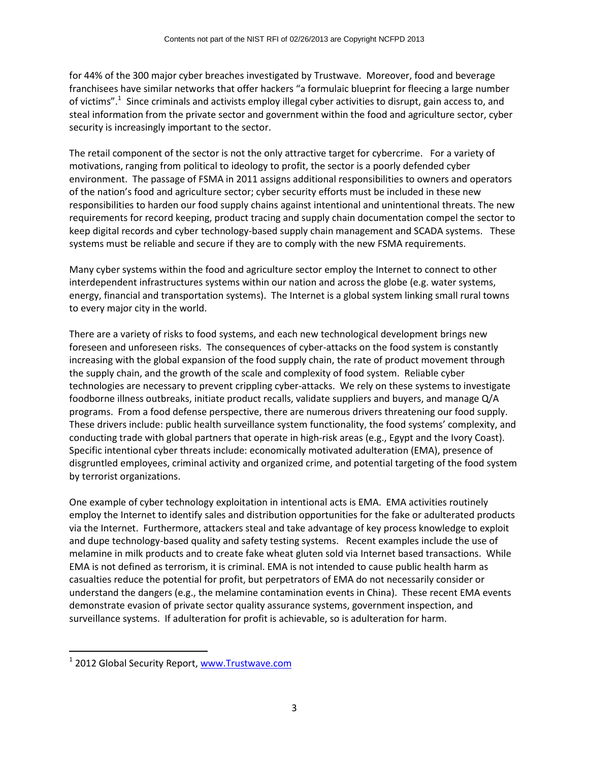for 44% of the 300 major cyber breaches investigated by Trustwave. Moreover, food and beverage franchisees have similar networks that offer hackers "a formulaic blueprint for fleecing a large number of victims".[1] Since criminals and activists employ illegal cyber activities to disrupt, gain access to, and steal information from the private sector and government within the food and agriculture sector, cyber security is increasingly important to the sector.

The retail component of the sector is not the only attractive target for cybercrime. For a variety of motivations, ranging from political to ideology to profit, the sector is a poorly defended cyber environment. The passage of FSMA in 2011 assigns additional responsibilities to owners and operators of the nation's food and agriculture sector; cyber security efforts must be included in these new responsibilities to harden our food supply chains against intentional and unintentional threats. The new requirements for record keeping, product tracing and supply chain documentation compel the sector to keep digital records and cyber technology-based supply chain management and SCADA systems. These systems must be reliable and secure if they are to comply with the new FSMA requirements.

Many cyber systems within the food and agriculture sector employ the Internet to connect to other interdependent infrastructures systems within our nation and across the globe (e.g. water systems, energy, financial and transportation systems). The Internet is a global system linking small rural towns to every major city in the world.

There are a variety of risks to food systems, and each new technological development brings new foreseen and unforeseen risks. The consequences of cyber-attacks on the food system is constantly increasing with the global expansion of the food supply chain, the rate of product movement through the supply chain, and the growth of the scale and complexity of food system. Reliable cyber technologies are necessary to prevent crippling cyber-attacks. We rely on these systems to investigate foodborne illness outbreaks, initiate product recalls, validate suppliers and buyers, and manage Q/A programs. From a food defense perspective, there are numerous drivers threatening our food supply. These drivers include: public health surveillance system functionality, the food systems' complexity, and conducting trade with global partners that operate in high-risk areas (e.g., Egypt and the Ivory Coast). Specific intentional cyber threats include: economically motivated adulteration (EMA), presence of disgruntled employees, criminal activity and organized crime, and potential targeting of the food system by terrorist organizations.

One example of cyber technology exploitation in intentional acts is EMA. EMA activities routinely employ the Internet to identify sales and distribution opportunities for the fake or adulterated products via the Internet. Furthermore, attackers steal and take advantage of key process knowledge to exploit and dupe technology-based quality and safety testing systems. Recent examples include the use of melamine in milk products and to create fake wheat gluten sold via Internet based transactions. While EMA is not defined as terrorism, it is criminal. EMA is not intended to cause public health harm as casualties reduce the potential for profit, but perpetrators of EMA do not necessarily consider or understand the dangers (e.g., the melamine contamination events in China). These recent EMA events demonstrate evasion of private sector quality assurance systems, government inspection, and surveillance systems. If adulteration for profit is achievable, so is adulteration for harm.

---

[1] 2012 Global Security Report, www.Trustwave.com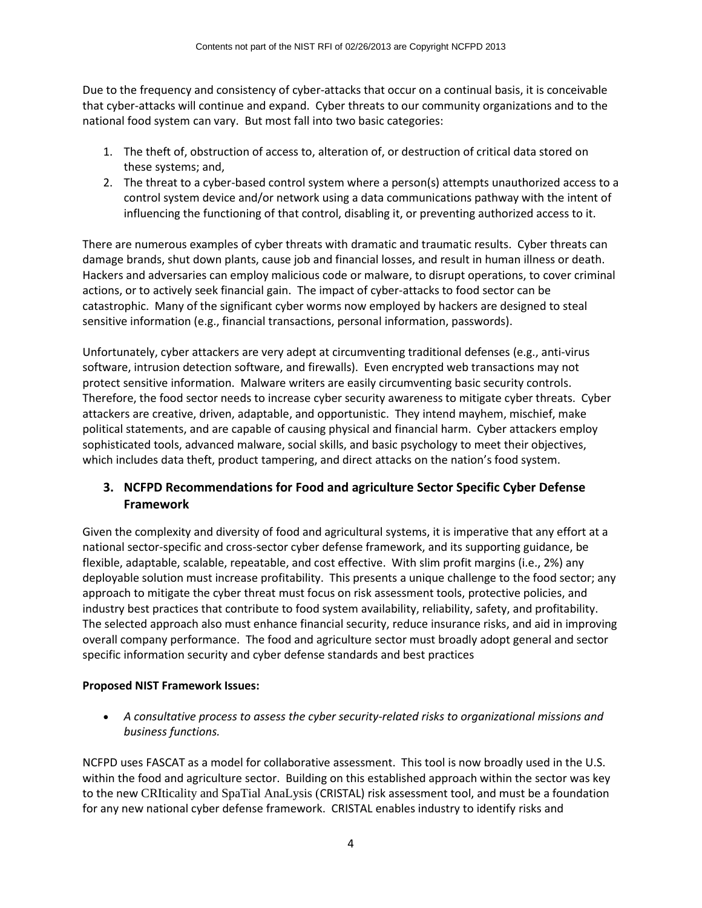Due to the frequency and consistency of cyber-attacks that occur on a continual basis, it is conceivable that cyber-attacks will continue and expand. Cyber threats to our community organizations and to the national food system can vary. But most fall into two basic categories:

1. The theft of, obstruction of access to, alteration of, or destruction of critical data stored on these systems; and,
2. The threat to a cyber-based control system where a person(s) attempts unauthorized access to a control system device and/or network using a data communications pathway with the intent of influencing the functioning of that control, disabling it, or preventing authorized access to it.

There are numerous examples of cyber threats with dramatic and traumatic results. Cyber threats can damage brands, shut down plants, cause job and financial losses, and result in human illness or death. Hackers and adversaries can employ malicious code or malware, to disrupt operations, to cover criminal actions, or to actively seek financial gain. The impact of cyber-attacks to food sector can be catastrophic. Many of the significant cyber worms now employed by hackers are designed to steal sensitive information (e.g., financial transactions, personal information, passwords).

Unfortunately, cyber attackers are very adept at circumventing traditional defenses (e.g., anti-virus software, intrusion detection software, and firewalls). Even encrypted web transactions may not protect sensitive information. Malware writers are easily circumventing basic security controls. Therefore, the food sector needs to increase cyber security awareness to mitigate cyber threats. Cyber attackers are creative, driven, adaptable, and opportunistic. They intend mayhem, mischief, make political statements, and are capable of causing physical and financial harm. Cyber attackers employ sophisticated tools, advanced malware, social skills, and basic psychology to meet their objectives, which includes data theft, product tampering, and direct attacks on the nation's food system.

## 3. NCFPD Recommendations for Food and agriculture Sector Specific Cyber Defense Framework

Given the complexity and diversity of food and agricultural systems, it is imperative that any effort at a national sector-specific and cross-sector cyber defense framework, and its supporting guidance, be flexible, adaptable, scalable, repeatable, and cost effective. With slim profit margins (i.e., 2%) any deployable solution must increase profitability. This presents a unique challenge to the food sector; any approach to mitigate the cyber threat must focus on risk assessment tools, protective policies, and industry best practices that contribute to food system availability, reliability, safety, and profitability. The selected approach also must enhance financial security, reduce insurance risks, and aid in improving overall company performance. The food and agriculture sector must broadly adopt general and sector specific information security and cyber defense standards and best practices

**Proposed NIST Framework Issues:**

- *A consultative process to assess the cyber security-related risks to organizational missions and business functions.*

NCFPD uses FASCAT as a model for collaborative assessment. This tool is now broadly used in the U.S. within the food and agriculture sector. Building on this established approach within the sector was key to the new CRIticality and SpaTial AnaLysis (CRISTAL) risk assessment tool, and must be a foundation for any new national cyber defense framework. CRISTAL enables industry to identify risks and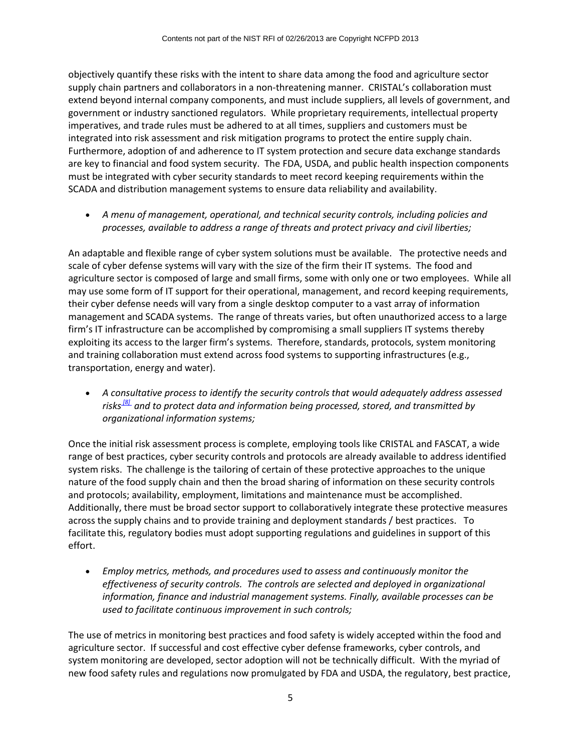objectively quantify these risks with the intent to share data among the food and agriculture sector supply chain partners and collaborators in a non-threatening manner. CRISTAL's collaboration must extend beyond internal company components, and must include suppliers, all levels of government, and government or industry sanctioned regulators. While proprietary requirements, intellectual property imperatives, and trade rules must be adhered to at all times, suppliers and customers must be integrated into risk assessment and risk mitigation programs to protect the entire supply chain. Furthermore, adoption of and adherence to IT system protection and secure data exchange standards are key to financial and food system security. The FDA, USDA, and public health inspection components must be integrated with cyber security standards to meet record keeping requirements within the SCADA and distribution management systems to ensure data reliability and availability.

- *A menu of management, operational, and technical security controls, including policies and processes, available to address a range of threats and protect privacy and civil liberties;*

An adaptable and flexible range of cyber system solutions must be available. The protective needs and scale of cyber defense systems will vary with the size of the firm their IT systems. The food and agriculture sector is composed of large and small firms, some with only one or two employees. While all may use some form of IT support for their operational, management, and record keeping requirements, their cyber defense needs will vary from a single desktop computer to a vast array of information management and SCADA systems. The range of threats varies, but often unauthorized access to a large firm's IT infrastructure can be accomplished by compromising a small suppliers IT systems thereby exploiting its access to the larger firm's systems. Therefore, standards, protocols, system monitoring and training collaboration must extend across food systems to supporting infrastructures (e.g., transportation, energy and water).

- *A consultative process to identify the security controls that would adequately address assessed risks[8] and to protect data and information being processed, stored, and transmitted by organizational information systems;*

Once the initial risk assessment process is complete, employing tools like CRISTAL and FASCAT, a wide range of best practices, cyber security controls and protocols are already available to address identified system risks. The challenge is the tailoring of certain of these protective approaches to the unique nature of the food supply chain and then the broad sharing of information on these security controls and protocols; availability, employment, limitations and maintenance must be accomplished. Additionally, there must be broad sector support to collaboratively integrate these protective measures across the supply chains and to provide training and deployment standards / best practices. To facilitate this, regulatory bodies must adopt supporting regulations and guidelines in support of this effort.

- *Employ metrics, methods, and procedures used to assess and continuously monitor the effectiveness of security controls. The controls are selected and deployed in organizational information, finance and industrial management systems. Finally, available processes can be used to facilitate continuous improvement in such controls;*

The use of metrics in monitoring best practices and food safety is widely accepted within the food and agriculture sector. If successful and cost effective cyber defense frameworks, cyber controls, and system monitoring are developed, sector adoption will not be technically difficult. With the myriad of new food safety rules and regulations now promulgated by FDA and USDA, the regulatory, best practice,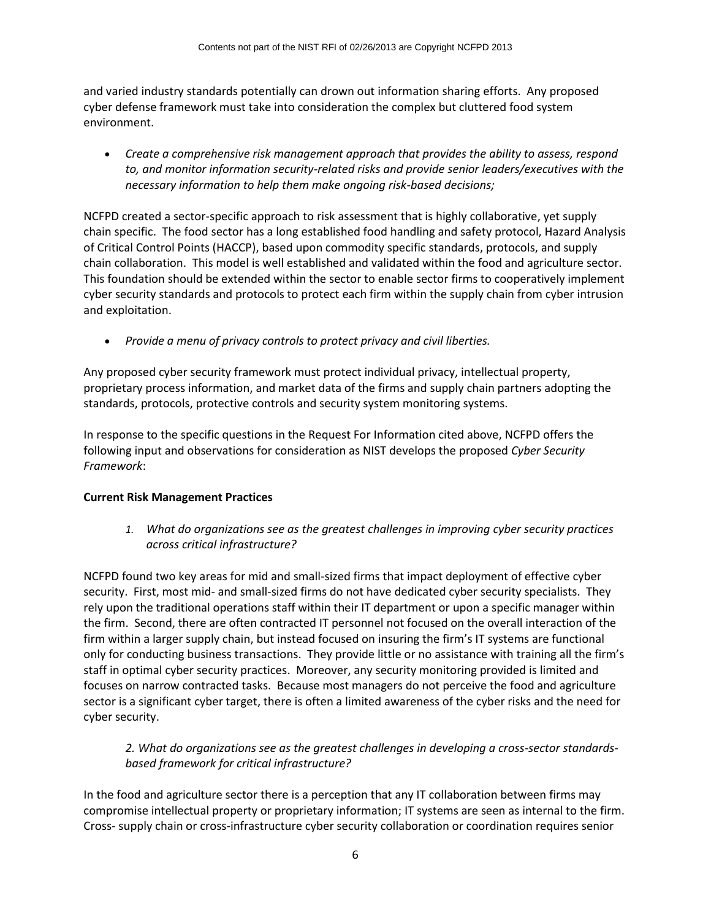and varied industry standards potentially can drown out information sharing efforts. Any proposed cyber defense framework must take into consideration the complex but cluttered food system environment.

- *Create a comprehensive risk management approach that provides the ability to assess, respond to, and monitor information security-related risks and provide senior leaders/executives with the necessary information to help them make ongoing risk-based decisions;*

NCFPD created a sector-specific approach to risk assessment that is highly collaborative, yet supply chain specific. The food sector has a long established food handling and safety protocol, Hazard Analysis of Critical Control Points (HACCP), based upon commodity specific standards, protocols, and supply chain collaboration. This model is well established and validated within the food and agriculture sector. This foundation should be extended within the sector to enable sector firms to cooperatively implement cyber security standards and protocols to protect each firm within the supply chain from cyber intrusion and exploitation.

- *Provide a menu of privacy controls to protect privacy and civil liberties.*

Any proposed cyber security framework must protect individual privacy, intellectual property, proprietary process information, and market data of the firms and supply chain partners adopting the standards, protocols, protective controls and security system monitoring systems.

In response to the specific questions in the Request For Information cited above, NCFPD offers the following input and observations for consideration as NIST develops the proposed *Cyber Security Framework*:

**Current Risk Management Practices**

1. *What do organizations see as the greatest challenges in improving cyber security practices across critical infrastructure?*

NCFPD found two key areas for mid and small-sized firms that impact deployment of effective cyber security. First, most mid- and small-sized firms do not have dedicated cyber security specialists. They rely upon the traditional operations staff within their IT department or upon a specific manager within the firm. Second, there are often contracted IT personnel not focused on the overall interaction of the firm within a larger supply chain, but instead focused on insuring the firm's IT systems are functional only for conducting business transactions. They provide little or no assistance with training all the firm's staff in optimal cyber security practices. Moreover, any security monitoring provided is limited and focuses on narrow contracted tasks. Because most managers do not perceive the food and agriculture sector is a significant cyber target, there is often a limited awareness of the cyber risks and the need for cyber security.

2. *What do organizations see as the greatest challenges in developing a cross-sector standards-based framework for critical infrastructure?*

In the food and agriculture sector there is a perception that any IT collaboration between firms may compromise intellectual property or proprietary information; IT systems are seen as internal to the firm. Cross- supply chain or cross-infrastructure cyber security collaboration or coordination requires senior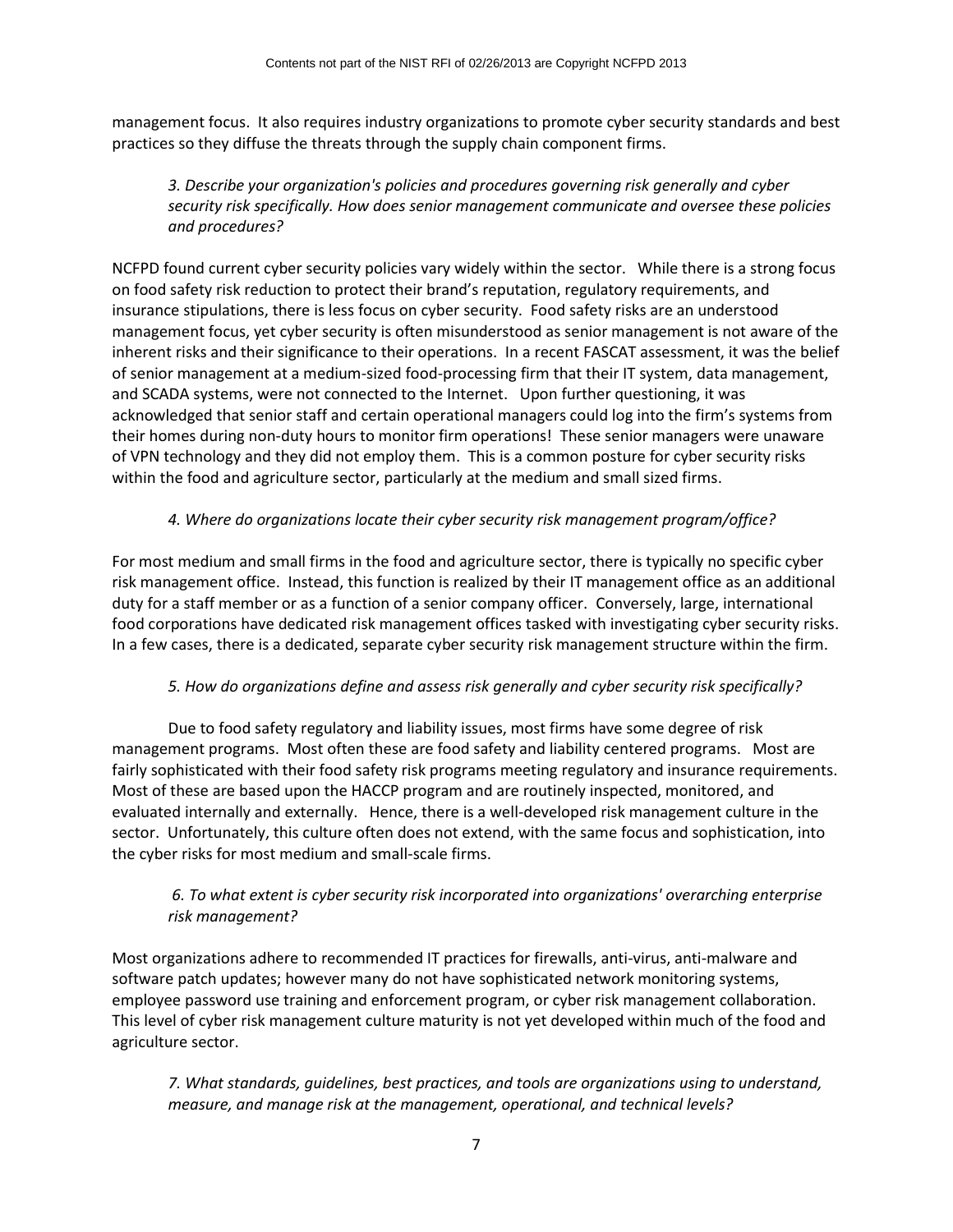management focus. It also requires industry organizations to promote cyber security standards and best practices so they diffuse the threats through the supply chain component firms.

*3. Describe your organization's policies and procedures governing risk generally and cyber security risk specifically. How does senior management communicate and oversee these policies and procedures?*

NCFPD found current cyber security policies vary widely within the sector. While there is a strong focus on food safety risk reduction to protect their brand's reputation, regulatory requirements, and insurance stipulations, there is less focus on cyber security. Food safety risks are an understood management focus, yet cyber security is often misunderstood as senior management is not aware of the inherent risks and their significance to their operations. In a recent FASCAT assessment, it was the belief of senior management at a medium-sized food-processing firm that their IT system, data management, and SCADA systems, were not connected to the Internet. Upon further questioning, it was acknowledged that senior staff and certain operational managers could log into the firm's systems from their homes during non-duty hours to monitor firm operations! These senior managers were unaware of VPN technology and they did not employ them. This is a common posture for cyber security risks within the food and agriculture sector, particularly at the medium and small sized firms.

*4. Where do organizations locate their cyber security risk management program/office?*

For most medium and small firms in the food and agriculture sector, there is typically no specific cyber risk management office. Instead, this function is realized by their IT management office as an additional duty for a staff member or as a function of a senior company officer. Conversely, large, international food corporations have dedicated risk management offices tasked with investigating cyber security risks. In a few cases, there is a dedicated, separate cyber security risk management structure within the firm.

*5. How do organizations define and assess risk generally and cyber security risk specifically?*

Due to food safety regulatory and liability issues, most firms have some degree of risk management programs. Most often these are food safety and liability centered programs. Most are fairly sophisticated with their food safety risk programs meeting regulatory and insurance requirements. Most of these are based upon the HACCP program and are routinely inspected, monitored, and evaluated internally and externally. Hence, there is a well-developed risk management culture in the sector. Unfortunately, this culture often does not extend, with the same focus and sophistication, into the cyber risks for most medium and small-scale firms.

*6. To what extent is cyber security risk incorporated into organizations' overarching enterprise risk management?*

Most organizations adhere to recommended IT practices for firewalls, anti-virus, anti-malware and software patch updates; however many do not have sophisticated network monitoring systems, employee password use training and enforcement program, or cyber risk management collaboration. This level of cyber risk management culture maturity is not yet developed within much of the food and agriculture sector.

*7. What standards, guidelines, best practices, and tools are organizations using to understand, measure, and manage risk at the management, operational, and technical levels?*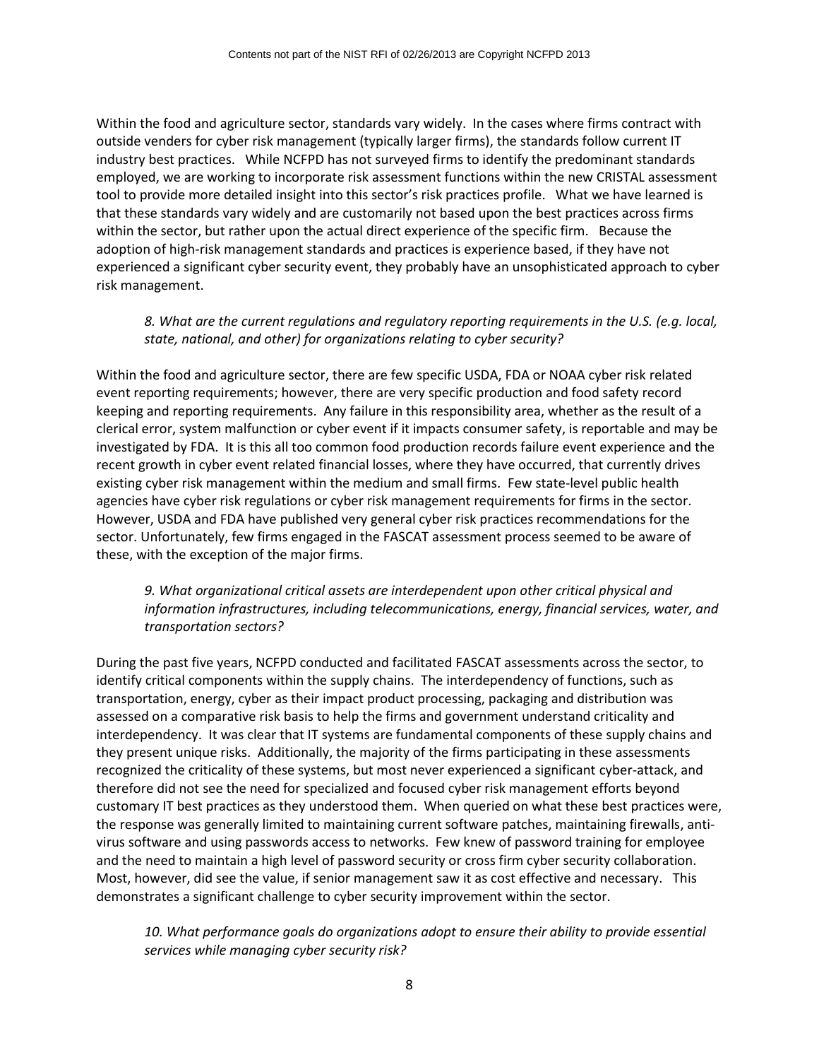Within the food and agriculture sector, standards vary widely. In the cases where firms contract with outside venders for cyber risk management (typically larger firms), the standards follow current IT industry best practices. While NCFPD has not surveyed firms to identify the predominant standards employed, we are working to incorporate risk assessment functions within the new CRISTAL assessment tool to provide more detailed insight into this sector's risk practices profile. What we have learned is that these standards vary widely and are customarily not based upon the best practices across firms within the sector, but rather upon the actual direct experience of the specific firm. Because the adoption of high-risk management standards and practices is experience based, if they have not experienced a significant cyber security event, they probably have an unsophisticated approach to cyber risk management.

*8. What are the current regulations and regulatory reporting requirements in the U.S. (e.g. local, state, national, and other) for organizations relating to cyber security?*

Within the food and agriculture sector, there are few specific USDA, FDA or NOAA cyber risk related event reporting requirements; however, there are very specific production and food safety record keeping and reporting requirements. Any failure in this responsibility area, whether as the result of a clerical error, system malfunction or cyber event if it impacts consumer safety, is reportable and may be investigated by FDA. It is this all too common food production records failure event experience and the recent growth in cyber event related financial losses, where they have occurred, that currently drives existing cyber risk management within the medium and small firms. Few state-level public health agencies have cyber risk regulations or cyber risk management requirements for firms in the sector. However, USDA and FDA have published very general cyber risk practices recommendations for the sector. Unfortunately, few firms engaged in the FASCAT assessment process seemed to be aware of these, with the exception of the major firms.

*9. What organizational critical assets are interdependent upon other critical physical and information infrastructures, including telecommunications, energy, financial services, water, and transportation sectors?*

During the past five years, NCFPD conducted and facilitated FASCAT assessments across the sector, to identify critical components within the supply chains. The interdependency of functions, such as transportation, energy, cyber as their impact product processing, packaging and distribution was assessed on a comparative risk basis to help the firms and government understand criticality and interdependency. It was clear that IT systems are fundamental components of these supply chains and they present unique risks. Additionally, the majority of the firms participating in these assessments recognized the criticality of these systems, but most never experienced a significant cyber-attack, and therefore did not see the need for specialized and focused cyber risk management efforts beyond customary IT best practices as they understood them. When queried on what these best practices were, the response was generally limited to maintaining current software patches, maintaining firewalls, anti-virus software and using passwords access to networks. Few knew of password training for employee and the need to maintain a high level of password security or cross firm cyber security collaboration. Most, however, did see the value, if senior management saw it as cost effective and necessary. This demonstrates a significant challenge to cyber security improvement within the sector.

*10. What performance goals do organizations adopt to ensure their ability to provide essential services while managing cyber security risk?*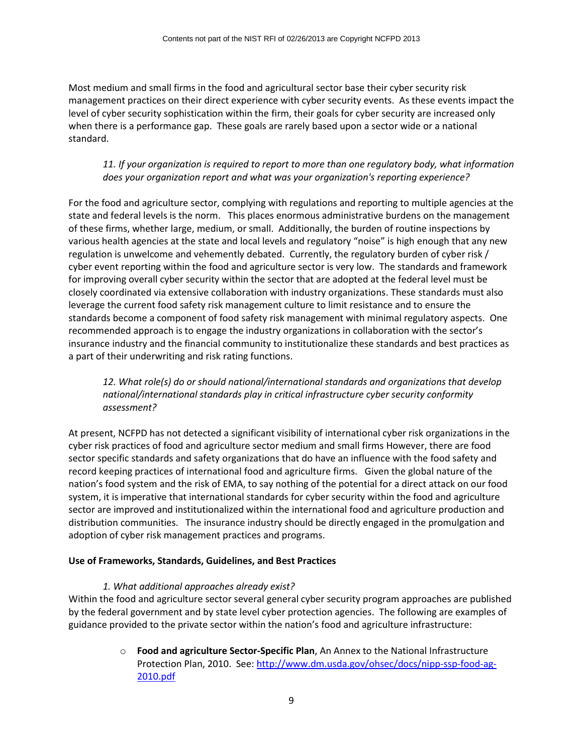Most medium and small firms in the food and agricultural sector base their cyber security risk management practices on their direct experience with cyber security events. As these events impact the level of cyber security sophistication within the firm, their goals for cyber security are increased only when there is a performance gap. These goals are rarely based upon a sector wide or a national standard.

> *11. If your organization is required to report to more than one regulatory body, what information does your organization report and what was your organization's reporting experience?*

For the food and agriculture sector, complying with regulations and reporting to multiple agencies at the state and federal levels is the norm. This places enormous administrative burdens on the management of these firms, whether large, medium, or small. Additionally, the burden of routine inspections by various health agencies at the state and local levels and regulatory "noise" is high enough that any new regulation is unwelcome and vehemently debated. Currently, the regulatory burden of cyber risk / cyber event reporting within the food and agriculture sector is very low. The standards and framework for improving overall cyber security within the sector that are adopted at the federal level must be closely coordinated via extensive collaboration with industry organizations. These standards must also leverage the current food safety risk management culture to limit resistance and to ensure the standards become a component of food safety risk management with minimal regulatory aspects. One recommended approach is to engage the industry organizations in collaboration with the sector's insurance industry and the financial community to institutionalize these standards and best practices as a part of their underwriting and risk rating functions.

> *12. What role(s) do or should national/international standards and organizations that develop national/international standards play in critical infrastructure cyber security conformity assessment?*

At present, NCFPD has not detected a significant visibility of international cyber risk organizations in the cyber risk practices of food and agriculture sector medium and small firms However, there are food sector specific standards and safety organizations that do have an influence with the food safety and record keeping practices of international food and agriculture firms. Given the global nature of the nation's food system and the risk of EMA, to say nothing of the potential for a direct attack on our food system, it is imperative that international standards for cyber security within the food and agriculture sector are improved and institutionalized within the international food and agriculture production and distribution communities. The insurance industry should be directly engaged in the promulgation and adoption of cyber risk management practices and programs.

**Use of Frameworks, Standards, Guidelines, and Best Practices**

> *1. What additional approaches already exist?*

Within the food and agriculture sector several general cyber security program approaches are published by the federal government and by state level cyber protection agencies. The following are examples of guidance provided to the private sector within the nation's food and agriculture infrastructure:

- **Food and agriculture Sector-Specific Plan**, An Annex to the National Infrastructure Protection Plan, 2010. See: [http://www.dm.usda.gov/ohsec/docs/nipp-ssp-food-ag-2010.pdf](http://www.dm.usda.gov/ohsec/docs/nipp-ssp-food-ag-2010.pdf)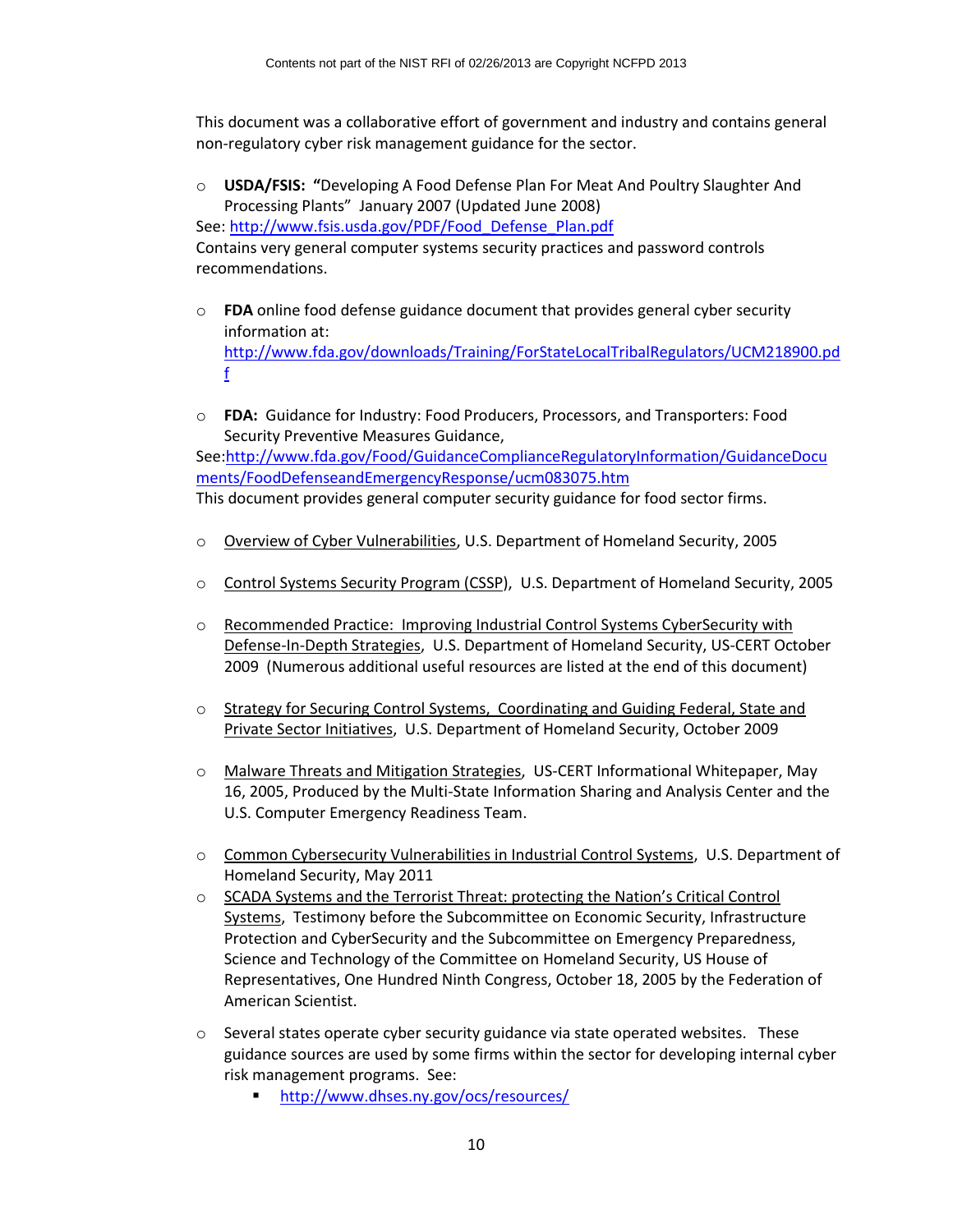This document was a collaborative effort of government and industry and contains general non-regulatory cyber risk management guidance for the sector.

- **USDA/FSIS: "**Developing A Food Defense Plan For Meat And Poultry Slaughter And Processing Plants" January 2007 (Updated June 2008)

See: [http://www.fsis.usda.gov/PDF/Food_Defense_Plan.pdf](http://www.fsis.usda.gov/PDF/Food_Defense_Plan.pdf)
Contains very general computer systems security practices and password controls recommendations.

- **FDA** online food defense guidance document that provides general cyber security information at: [http://www.fda.gov/downloads/Training/ForStateLocalTribalRegulators/UCM218900.pdf](http://www.fda.gov/downloads/Training/ForStateLocalTribalRegulators/UCM218900.pdf)

- **FDA:** Guidance for Industry: Food Producers, Processors, and Transporters: Food Security Preventive Measures Guidance,

See:[http://www.fda.gov/Food/GuidanceComplianceRegulatoryInformation/GuidanceDocuments/FoodDefenseandEmergencyResponse/ucm083075.htm](http://www.fda.gov/Food/GuidanceComplianceRegulatoryInformation/GuidanceDocuments/FoodDefenseandEmergencyResponse/ucm083075.htm)
This document provides general computer security guidance for food sector firms.

- Overview of Cyber Vulnerabilities, U.S. Department of Homeland Security, 2005

- Control Systems Security Program (CSSP), U.S. Department of Homeland Security, 2005

- Recommended Practice: Improving Industrial Control Systems CyberSecurity with Defense-In-Depth Strategies, U.S. Department of Homeland Security, US-CERT October 2009 (Numerous additional useful resources are listed at the end of this document)

- Strategy for Securing Control Systems, Coordinating and Guiding Federal, State and Private Sector Initiatives, U.S. Department of Homeland Security, October 2009

- Malware Threats and Mitigation Strategies, US-CERT Informational Whitepaper, May 16, 2005, Produced by the Multi-State Information Sharing and Analysis Center and the U.S. Computer Emergency Readiness Team.

- Common Cybersecurity Vulnerabilities in Industrial Control Systems, U.S. Department of Homeland Security, May 2011
- SCADA Systems and the Terrorist Threat: protecting the Nation's Critical Control Systems, Testimony before the Subcommittee on Economic Security, Infrastructure Protection and CyberSecurity and the Subcommittee on Emergency Preparedness, Science and Technology of the Committee on Homeland Security, US House of Representatives, One Hundred Ninth Congress, October 18, 2005 by the Federation of American Scientist.

- Several states operate cyber security guidance via state operated websites. These guidance sources are used by some firms within the sector for developing internal cyber risk management programs. See:
  - [http://www.dhses.ny.gov/ocs/resources/](http://www.dhses.ny.gov/ocs/resources/)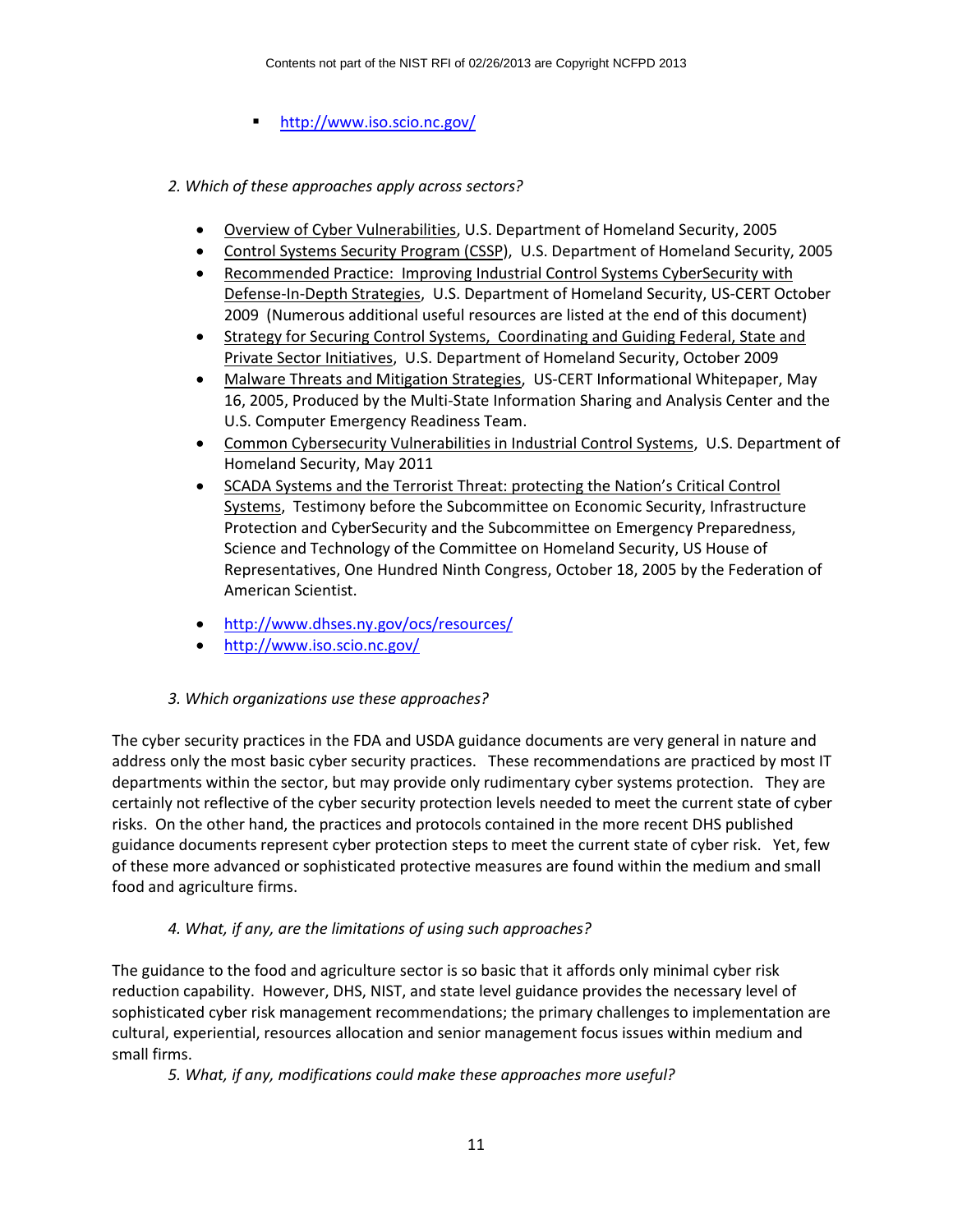- http://www.iso.scio.nc.gov/

*2. Which of these approaches apply across sectors?*

- Overview of Cyber Vulnerabilities, U.S. Department of Homeland Security, 2005
- Control Systems Security Program (CSSP), U.S. Department of Homeland Security, 2005
- Recommended Practice: Improving Industrial Control Systems CyberSecurity with Defense-In-Depth Strategies, U.S. Department of Homeland Security, US-CERT October 2009 (Numerous additional useful resources are listed at the end of this document)
- Strategy for Securing Control Systems, Coordinating and Guiding Federal, State and Private Sector Initiatives, U.S. Department of Homeland Security, October 2009
- Malware Threats and Mitigation Strategies, US-CERT Informational Whitepaper, May 16, 2005, Produced by the Multi-State Information Sharing and Analysis Center and the U.S. Computer Emergency Readiness Team.
- Common Cybersecurity Vulnerabilities in Industrial Control Systems, U.S. Department of Homeland Security, May 2011
- SCADA Systems and the Terrorist Threat: protecting the Nation's Critical Control Systems, Testimony before the Subcommittee on Economic Security, Infrastructure Protection and CyberSecurity and the Subcommittee on Emergency Preparedness, Science and Technology of the Committee on Homeland Security, US House of Representatives, One Hundred Ninth Congress, October 18, 2005 by the Federation of American Scientist.
- http://www.dhses.ny.gov/ocs/resources/
- http://www.iso.scio.nc.gov/

*3. Which organizations use these approaches?*

The cyber security practices in the FDA and USDA guidance documents are very general in nature and address only the most basic cyber security practices. These recommendations are practiced by most IT departments within the sector, but may provide only rudimentary cyber systems protection. They are certainly not reflective of the cyber security protection levels needed to meet the current state of cyber risks. On the other hand, the practices and protocols contained in the more recent DHS published guidance documents represent cyber protection steps to meet the current state of cyber risk. Yet, few of these more advanced or sophisticated protective measures are found within the medium and small food and agriculture firms.

*4. What, if any, are the limitations of using such approaches?*

The guidance to the food and agriculture sector is so basic that it affords only minimal cyber risk reduction capability. However, DHS, NIST, and state level guidance provides the necessary level of sophisticated cyber risk management recommendations; the primary challenges to implementation are cultural, experiential, resources allocation and senior management focus issues within medium and small firms.

*5. What, if any, modifications could make these approaches more useful?*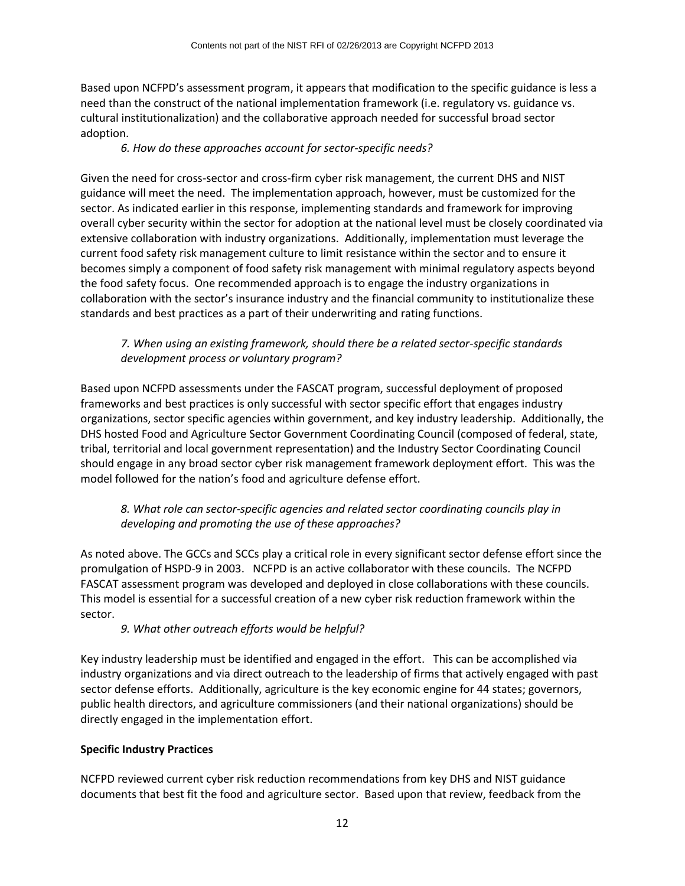Based upon NCFPD's assessment program, it appears that modification to the specific guidance is less a need than the construct of the national implementation framework (i.e. regulatory vs. guidance vs. cultural institutionalization) and the collaborative approach needed for successful broad sector adoption.

*6. How do these approaches account for sector-specific needs?*

Given the need for cross-sector and cross-firm cyber risk management, the current DHS and NIST guidance will meet the need. The implementation approach, however, must be customized for the sector. As indicated earlier in this response, implementing standards and framework for improving overall cyber security within the sector for adoption at the national level must be closely coordinated via extensive collaboration with industry organizations. Additionally, implementation must leverage the current food safety risk management culture to limit resistance within the sector and to ensure it becomes simply a component of food safety risk management with minimal regulatory aspects beyond the food safety focus. One recommended approach is to engage the industry organizations in collaboration with the sector's insurance industry and the financial community to institutionalize these standards and best practices as a part of their underwriting and rating functions.

*7. When using an existing framework, should there be a related sector-specific standards development process or voluntary program?*

Based upon NCFPD assessments under the FASCAT program, successful deployment of proposed frameworks and best practices is only successful with sector specific effort that engages industry organizations, sector specific agencies within government, and key industry leadership. Additionally, the DHS hosted Food and Agriculture Sector Government Coordinating Council (composed of federal, state, tribal, territorial and local government representation) and the Industry Sector Coordinating Council should engage in any broad sector cyber risk management framework deployment effort. This was the model followed for the nation's food and agriculture defense effort.

*8. What role can sector-specific agencies and related sector coordinating councils play in developing and promoting the use of these approaches?*

As noted above. The GCCs and SCCs play a critical role in every significant sector defense effort since the promulgation of HSPD-9 in 2003. NCFPD is an active collaborator with these councils. The NCFPD FASCAT assessment program was developed and deployed in close collaborations with these councils. This model is essential for a successful creation of a new cyber risk reduction framework within the sector.

*9. What other outreach efforts would be helpful?*

Key industry leadership must be identified and engaged in the effort. This can be accomplished via industry organizations and via direct outreach to the leadership of firms that actively engaged with past sector defense efforts. Additionally, agriculture is the key economic engine for 44 states; governors, public health directors, and agriculture commissioners (and their national organizations) should be directly engaged in the implementation effort.

**Specific Industry Practices**

NCFPD reviewed current cyber risk reduction recommendations from key DHS and NIST guidance documents that best fit the food and agriculture sector. Based upon that review, feedback from the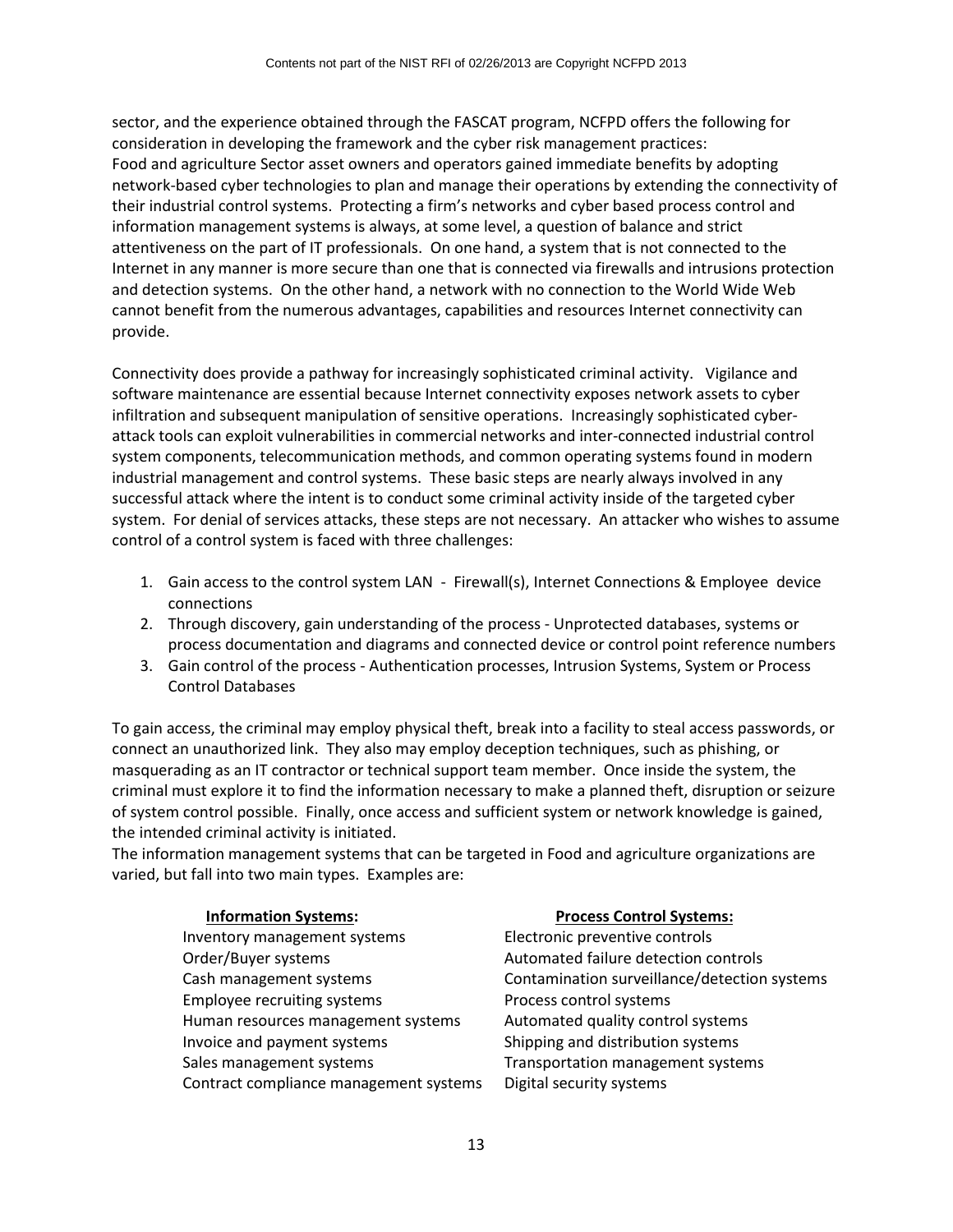sector, and the experience obtained through the FASCAT program, NCFPD offers the following for consideration in developing the framework and the cyber risk management practices:
Food and agriculture Sector asset owners and operators gained immediate benefits by adopting network-based cyber technologies to plan and manage their operations by extending the connectivity of their industrial control systems. Protecting a firm's networks and cyber based process control and information management systems is always, at some level, a question of balance and strict attentiveness on the part of IT professionals. On one hand, a system that is not connected to the Internet in any manner is more secure than one that is connected via firewalls and intrusions protection and detection systems. On the other hand, a network with no connection to the World Wide Web cannot benefit from the numerous advantages, capabilities and resources Internet connectivity can provide.

Connectivity does provide a pathway for increasingly sophisticated criminal activity. Vigilance and software maintenance are essential because Internet connectivity exposes network assets to cyber infiltration and subsequent manipulation of sensitive operations. Increasingly sophisticated cyber-attack tools can exploit vulnerabilities in commercial networks and inter-connected industrial control system components, telecommunication methods, and common operating systems found in modern industrial management and control systems. These basic steps are nearly always involved in any successful attack where the intent is to conduct some criminal activity inside of the targeted cyber system. For denial of services attacks, these steps are not necessary. An attacker who wishes to assume control of a control system is faced with three challenges:

1. Gain access to the control system LAN - Firewall(s), Internet Connections & Employee device connections
2. Through discovery, gain understanding of the process - Unprotected databases, systems or process documentation and diagrams and connected device or control point reference numbers
3. Gain control of the process - Authentication processes, Intrusion Systems, System or Process Control Databases

To gain access, the criminal may employ physical theft, break into a facility to steal access passwords, or connect an unauthorized link. They also may employ deception techniques, such as phishing, or masquerading as an IT contractor or technical support team member. Once inside the system, the criminal must explore it to find the information necessary to make a planned theft, disruption or seizure of system control possible. Finally, once access and sufficient system or network knowledge is gained, the intended criminal activity is initiated.
The information management systems that can be targeted in Food and agriculture organizations are varied, but fall into two main types. Examples are:

| **Information Systems:** | **Process Control Systems:** |
|---|---|
| Inventory management systems | Electronic preventive controls |
| Order/Buyer systems | Automated failure detection controls |
| Cash management systems | Contamination surveillance/detection systems |
| Employee recruiting systems | Process control systems |
| Human resources management systems | Automated quality control systems |
| Invoice and payment systems | Shipping and distribution systems |
| Sales management systems | Transportation management systems |
| Contract compliance management systems | Digital security systems |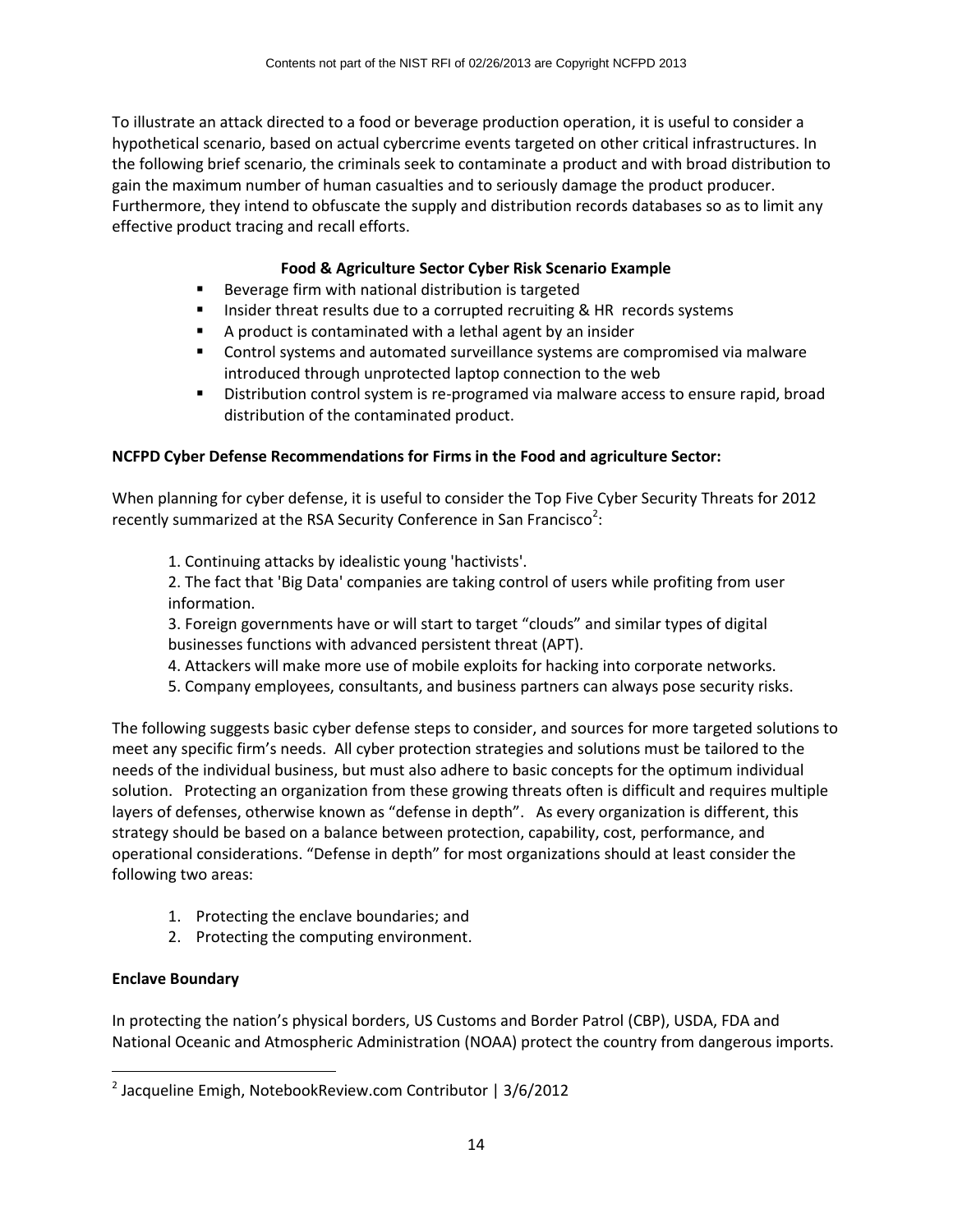To illustrate an attack directed to a food or beverage production operation, it is useful to consider a hypothetical scenario, based on actual cybercrime events targeted on other critical infrastructures. In the following brief scenario, the criminals seek to contaminate a product and with broad distribution to gain the maximum number of human casualties and to seriously damage the product producer. Furthermore, they intend to obfuscate the supply and distribution records databases so as to limit any effective product tracing and recall efforts.

**Food & Agriculture Sector Cyber Risk Scenario Example**

- Beverage firm with national distribution is targeted
- Insider threat results due to a corrupted recruiting & HR records systems
- A product is contaminated with a lethal agent by an insider
- Control systems and automated surveillance systems are compromised via malware introduced through unprotected laptop connection to the web
- Distribution control system is re-programed via malware access to ensure rapid, broad distribution of the contaminated product.

**NCFPD Cyber Defense Recommendations for Firms in the Food and agriculture Sector:**

When planning for cyber defense, it is useful to consider the Top Five Cyber Security Threats for 2012 recently summarized at the RSA Security Conference in San Francisco[2]:

1. Continuing attacks by idealistic young 'hactivists'.
2. The fact that 'Big Data' companies are taking control of users while profiting from user information.
3. Foreign governments have or will start to target “clouds” and similar types of digital businesses functions with advanced persistent threat (APT).
4. Attackers will make more use of mobile exploits for hacking into corporate networks.
5. Company employees, consultants, and business partners can always pose security risks.

The following suggests basic cyber defense steps to consider, and sources for more targeted solutions to meet any specific firm’s needs. All cyber protection strategies and solutions must be tailored to the needs of the individual business, but must also adhere to basic concepts for the optimum individual solution. Protecting an organization from these growing threats often is difficult and requires multiple layers of defenses, otherwise known as “defense in depth”. As every organization is different, this strategy should be based on a balance between protection, capability, cost, performance, and operational considerations. “Defense in depth” for most organizations should at least consider the following two areas:

1. Protecting the enclave boundaries; and
2. Protecting the computing environment.

**Enclave Boundary**

In protecting the nation’s physical borders, US Customs and Border Patrol (CBP), USDA, FDA and National Oceanic and Atmospheric Administration (NOAA) protect the country from dangerous imports.

[2] Jacqueline Emigh, NotebookReview.com Contributor | 3/6/2012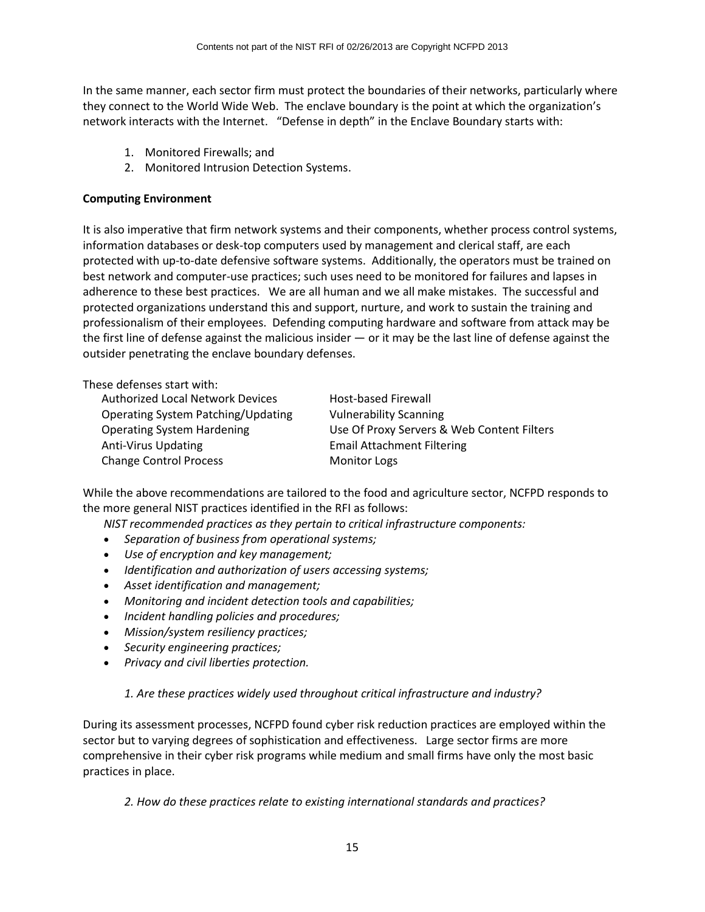In the same manner, each sector firm must protect the boundaries of their networks, particularly where they connect to the World Wide Web. The enclave boundary is the point at which the organization's network interacts with the Internet. "Defense in depth" in the Enclave Boundary starts with:

1. Monitored Firewalls; and
2. Monitored Intrusion Detection Systems.

**Computing Environment**

It is also imperative that firm network systems and their components, whether process control systems, information databases or desk-top computers used by management and clerical staff, are each protected with up-to-date defensive software systems. Additionally, the operators must be trained on best network and computer-use practices; such uses need to be monitored for failures and lapses in adherence to these best practices. We are all human and we all make mistakes. The successful and protected organizations understand this and support, nurture, and work to sustain the training and professionalism of their employees. Defending computing hardware and software from attack may be the first line of defense against the malicious insider — or it may be the last line of defense against the outsider penetrating the enclave boundary defenses.

These defenses start with:

| | |
|---|---|
| Authorized Local Network Devices | Host-based Firewall |
| Operating System Patching/Updating | Vulnerability Scanning |
| Operating System Hardening | Use Of Proxy Servers & Web Content Filters |
| Anti-Virus Updating | Email Attachment Filtering |
| Change Control Process | Monitor Logs |

While the above recommendations are tailored to the food and agriculture sector, NCFPD responds to the more general NIST practices identified in the RFI as follows:

*NIST recommended practices as they pertain to critical infrastructure components:*

- *Separation of business from operational systems;*
- *Use of encryption and key management;*
- *Identification and authorization of users accessing systems;*
- *Asset identification and management;*
- *Monitoring and incident detection tools and capabilities;*
- *Incident handling policies and procedures;*
- *Mission/system resiliency practices;*
- *Security engineering practices;*
- *Privacy and civil liberties protection.*

*1. Are these practices widely used throughout critical infrastructure and industry?*

During its assessment processes, NCFPD found cyber risk reduction practices are employed within the sector but to varying degrees of sophistication and effectiveness. Large sector firms are more comprehensive in their cyber risk programs while medium and small firms have only the most basic practices in place.

*2. How do these practices relate to existing international standards and practices?*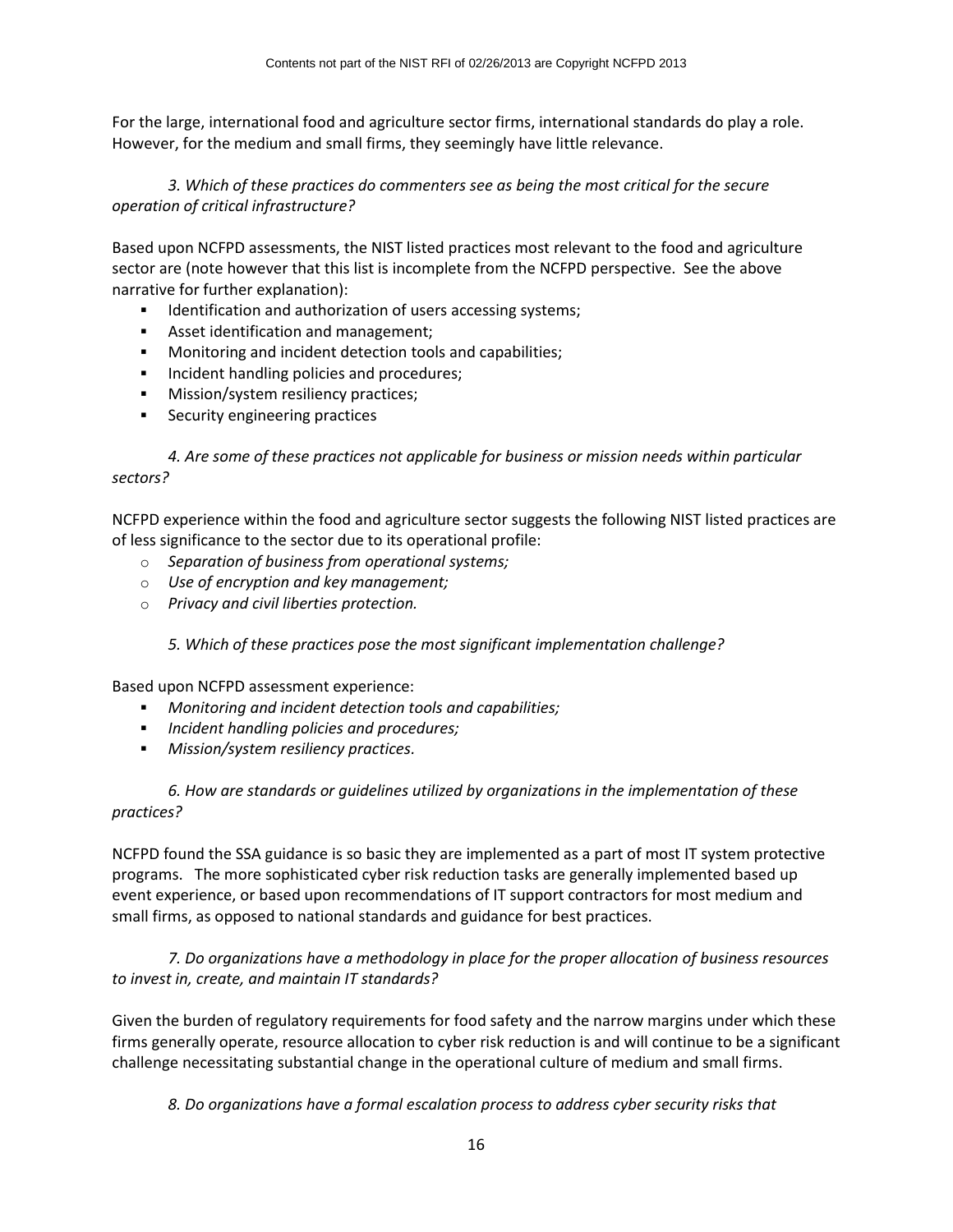For the large, international food and agriculture sector firms, international standards do play a role. However, for the medium and small firms, they seemingly have little relevance.

*3. Which of these practices do commenters see as being the most critical for the secure operation of critical infrastructure?*

Based upon NCFPD assessments, the NIST listed practices most relevant to the food and agriculture sector are (note however that this list is incomplete from the NCFPD perspective. See the above narrative for further explanation):

- Identification and authorization of users accessing systems;
- Asset identification and management;
- Monitoring and incident detection tools and capabilities;
- Incident handling policies and procedures;
- Mission/system resiliency practices;
- Security engineering practices

*4. Are some of these practices not applicable for business or mission needs within particular sectors?*

NCFPD experience within the food and agriculture sector suggests the following NIST listed practices are of less significance to the sector due to its operational profile:

- *Separation of business from operational systems;*
- *Use of encryption and key management;*
- *Privacy and civil liberties protection.*

*5. Which of these practices pose the most significant implementation challenge?*

Based upon NCFPD assessment experience:

- *Monitoring and incident detection tools and capabilities;*
- *Incident handling policies and procedures;*
- *Mission/system resiliency practices.*

*6. How are standards or guidelines utilized by organizations in the implementation of these practices?*

NCFPD found the SSA guidance is so basic they are implemented as a part of most IT system protective programs. The more sophisticated cyber risk reduction tasks are generally implemented based up event experience, or based upon recommendations of IT support contractors for most medium and small firms, as opposed to national standards and guidance for best practices.

*7. Do organizations have a methodology in place for the proper allocation of business resources to invest in, create, and maintain IT standards?*

Given the burden of regulatory requirements for food safety and the narrow margins under which these firms generally operate, resource allocation to cyber risk reduction is and will continue to be a significant challenge necessitating substantial change in the operational culture of medium and small firms.

*8. Do organizations have a formal escalation process to address cyber security risks that*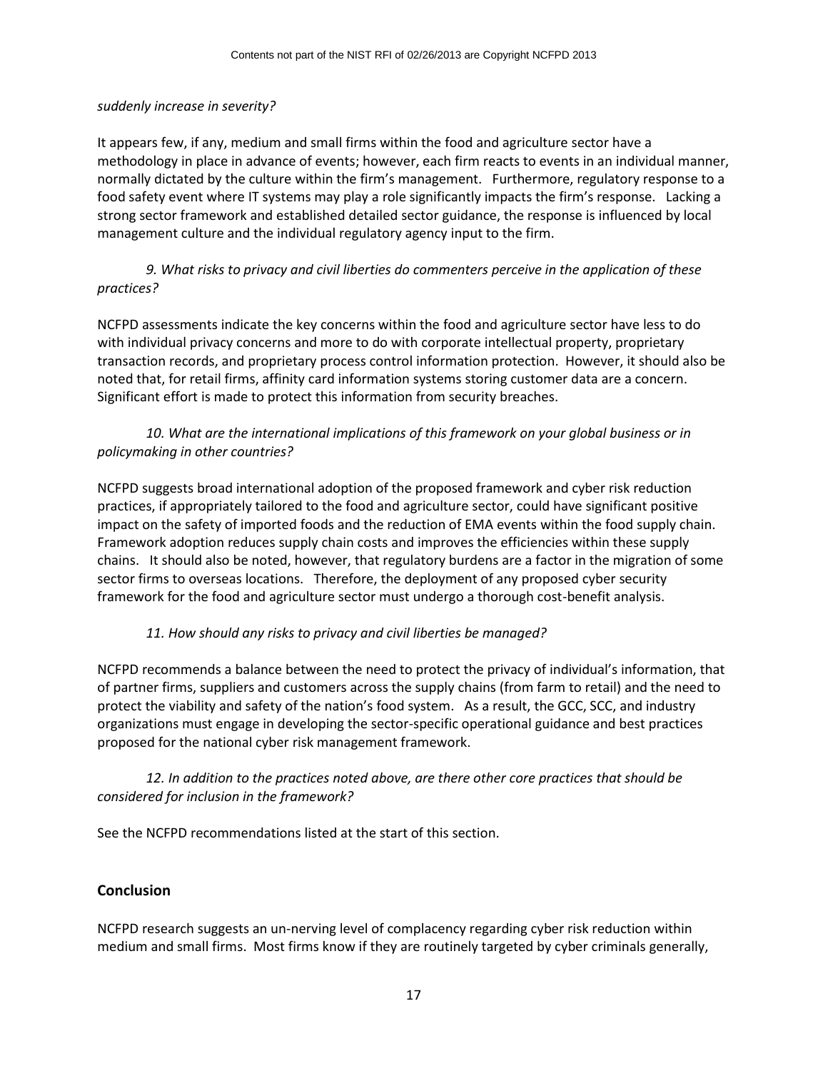*suddenly increase in severity?*

It appears few, if any, medium and small firms within the food and agriculture sector have a methodology in place in advance of events; however, each firm reacts to events in an individual manner, normally dictated by the culture within the firm's management. Furthermore, regulatory response to a food safety event where IT systems may play a role significantly impacts the firm's response. Lacking a strong sector framework and established detailed sector guidance, the response is influenced by local management culture and the individual regulatory agency input to the firm.

*9. What risks to privacy and civil liberties do commenters perceive in the application of these practices?*

NCFPD assessments indicate the key concerns within the food and agriculture sector have less to do with individual privacy concerns and more to do with corporate intellectual property, proprietary transaction records, and proprietary process control information protection. However, it should also be noted that, for retail firms, affinity card information systems storing customer data are a concern. Significant effort is made to protect this information from security breaches.

*10. What are the international implications of this framework on your global business or in policymaking in other countries?*

NCFPD suggests broad international adoption of the proposed framework and cyber risk reduction practices, if appropriately tailored to the food and agriculture sector, could have significant positive impact on the safety of imported foods and the reduction of EMA events within the food supply chain. Framework adoption reduces supply chain costs and improves the efficiencies within these supply chains. It should also be noted, however, that regulatory burdens are a factor in the migration of some sector firms to overseas locations. Therefore, the deployment of any proposed cyber security framework for the food and agriculture sector must undergo a thorough cost-benefit analysis.

*11. How should any risks to privacy and civil liberties be managed?*

NCFPD recommends a balance between the need to protect the privacy of individual's information, that of partner firms, suppliers and customers across the supply chains (from farm to retail) and the need to protect the viability and safety of the nation's food system. As a result, the GCC, SCC, and industry organizations must engage in developing the sector-specific operational guidance and best practices proposed for the national cyber risk management framework.

*12. In addition to the practices noted above, are there other core practices that should be considered for inclusion in the framework?*

See the NCFPD recommendations listed at the start of this section.

## Conclusion

NCFPD research suggests an un-nerving level of complacency regarding cyber risk reduction within medium and small firms. Most firms know if they are routinely targeted by cyber criminals generally,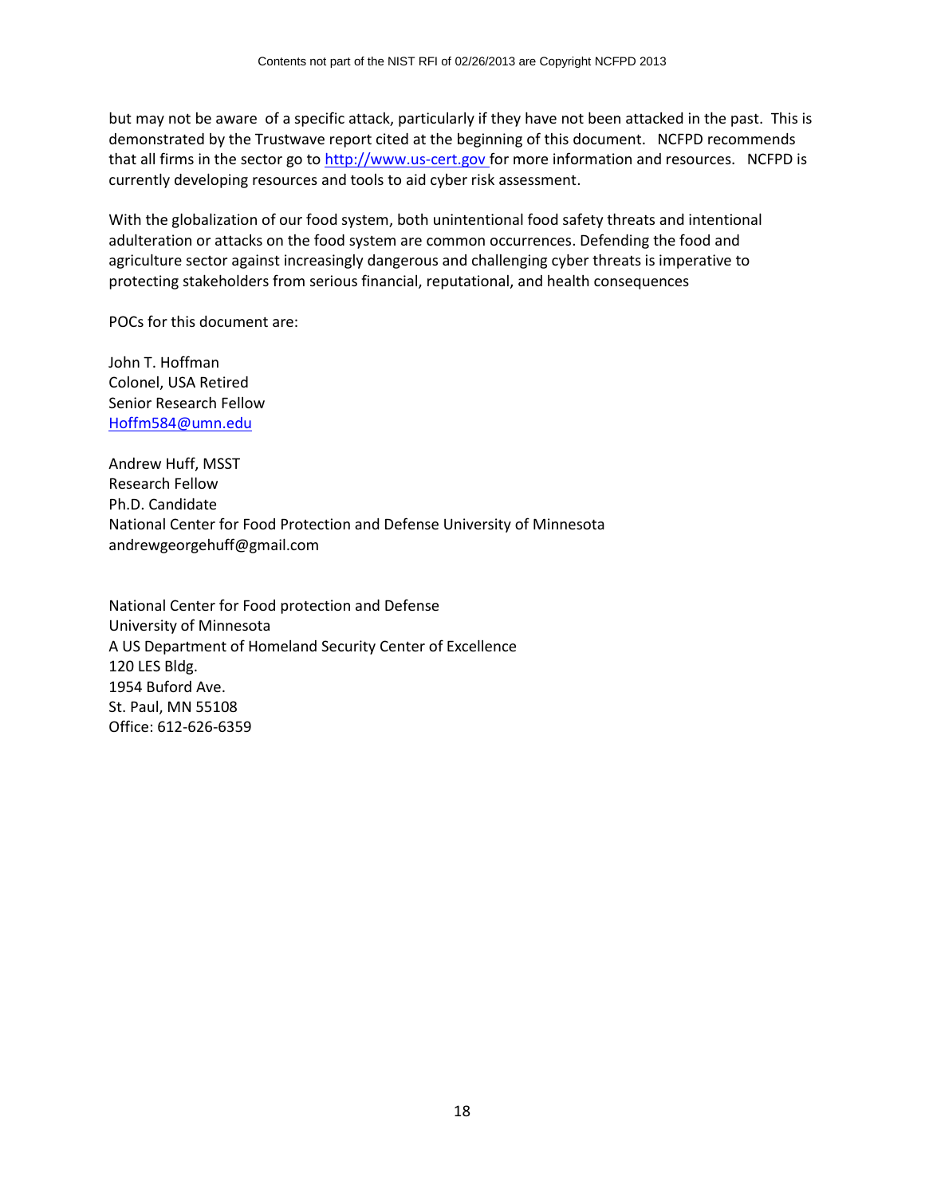but may not be aware of a specific attack, particularly if they have not been attacked in the past. This is demonstrated by the Trustwave report cited at the beginning of this document. NCFPD recommends that all firms in the sector go to http://www.us-cert.gov for more information and resources. NCFPD is currently developing resources and tools to aid cyber risk assessment.

With the globalization of our food system, both unintentional food safety threats and intentional adulteration or attacks on the food system are common occurrences. Defending the food and agriculture sector against increasingly dangerous and challenging cyber threats is imperative to protecting stakeholders from serious financial, reputational, and health consequences

POCs for this document are:

John T. Hoffman  
Colonel, USA Retired  
Senior Research Fellow  
Hoffm584@umn.edu

Andrew Huff, MSST  
Research Fellow  
Ph.D. Candidate  
National Center for Food Protection and Defense University of Minnesota  
andrewgeorgehuff@gmail.com

National Center for Food protection and Defense  
University of Minnesota  
A US Department of Homeland Security Center of Excellence  
120 LES Bldg.  
1954 Buford Ave.  
St. Paul, MN 55108  
Office: 612-626-6359